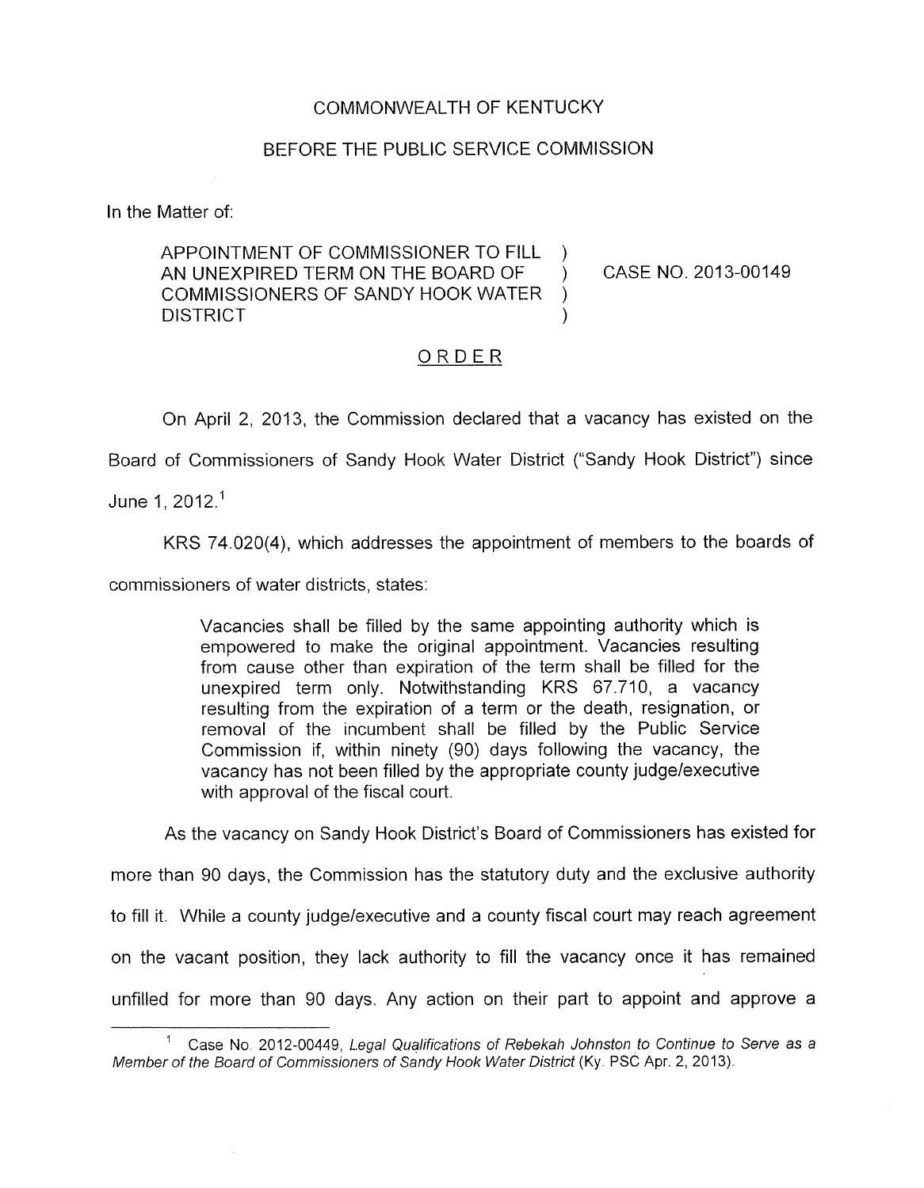COMMONWEALTH OF KENTUCKY

BEFORE THE PUBLIC SERVICE COMMISSION

In the Matter of:

APPOINTMENT OF COMMISSIONER TO FILL AN UNEXPIRED TERM ON THE BOARD OF COMMISSIONERS OF SANDY HOOK WATER DISTRICT ) CASE NO. 2013-00149

ORDER

On April 2, 2013, the Commission declared that a vacancy has existed on the Board of Commissioners of Sandy Hook Water District ("Sandy Hook District") since June 1, 2012.[1]

KRS 74.020(4), which addresses the appointment of members to the boards of commissioners of water districts, states:

> Vacancies shall be filled by the same appointing authority which is empowered to make the original appointment. Vacancies resulting from cause other than expiration of the term shall be filled for the unexpired term only. Notwithstanding KRS 67.710, a vacancy resulting from the expiration of a term or the death, resignation, or removal of the incumbent shall be filled by the Public Service Commission if, within ninety (90) days following the vacancy, the vacancy has not been filled by the appropriate county judge/executive with approval of the fiscal court.

As the vacancy on Sandy Hook District's Board of Commissioners has existed for more than 90 days, the Commission has the statutory duty and the exclusive authority to fill it. While a county judge/executive and a county fiscal court may reach agreement on the vacant position, they lack authority to fill the vacancy once it has remained unfilled for more than 90 days. Any action on their part to appoint and approve a

[1] Case No. 2012-00449, *Legal Qualifications of Rebekah Johnston to Continue to Serve as a Member of the Board of Commissioners of Sandy Hook Water District* (Ky. PSC Apr. 2, 2013).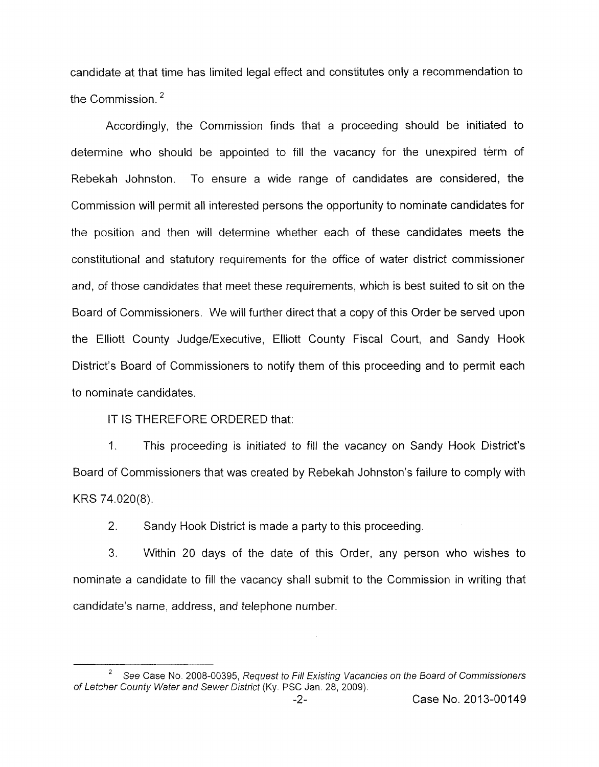candidate at that time has limited legal effect and constitutes only a recommendation to the Commission.[2]

Accordingly, the Commission finds that a proceeding should be initiated to determine who should be appointed to fill the vacancy for the unexpired term of Rebekah Johnston. To ensure a wide range of candidates are considered, the Commission will permit all interested persons the opportunity to nominate candidates for the position and then will determine whether each of these candidates meets the constitutional and statutory requirements for the office of water district commissioner and, of those candidates that meet these requirements, which is best suited to sit on the Board of Commissioners. We will further direct that a copy of this Order be served upon the Elliott County Judge/Executive, Elliott County Fiscal Court, and Sandy Hook District's Board of Commissioners to notify them of this proceeding and to permit each to nominate candidates.

IT IS THEREFORE ORDERED that:

1. This proceeding is initiated to fill the vacancy on Sandy Hook District's Board of Commissioners that was created by Rebekah Johnston's failure to comply with KRS 74.020(8).

2. Sandy Hook District is made a party to this proceeding.

3. Within 20 days of the date of this Order, any person who wishes to nominate a candidate to fill the vacancy shall submit to the Commission in writing that candidate's name, address, and telephone number.

---

[2] *See* Case No. 2008-00395, *Request to Fill Existing Vacancies on the Board of Commissioners of Letcher County Water and Sewer District* (Ky. PSC Jan. 28, 2009).

Case No. 2013-00149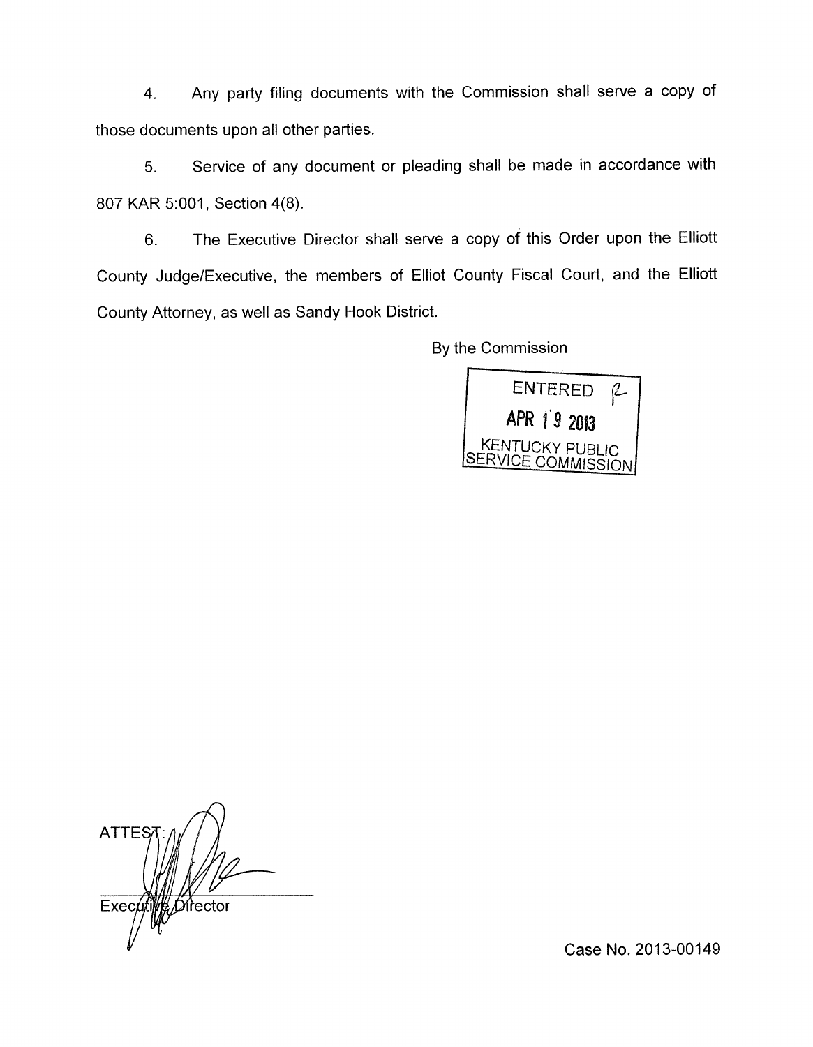4. Any party filing documents with the Commission shall serve a copy of those documents upon all other parties.

5. Service of any document or pleading shall be made in accordance with 807 KAR 5:001, Section 4(8).

6. The Executive Director shall serve a copy of this Order upon the Elliott County Judge/Executive, the members of Elliot County Fiscal Court, and the Elliott County Attorney, as well as Sandy Hook District.

By the Commission

ENTERED
APR 19 2013
KENTUCKY PUBLIC SERVICE COMMISSION

ATTEST:

Executive Director

Case No. 2013-00149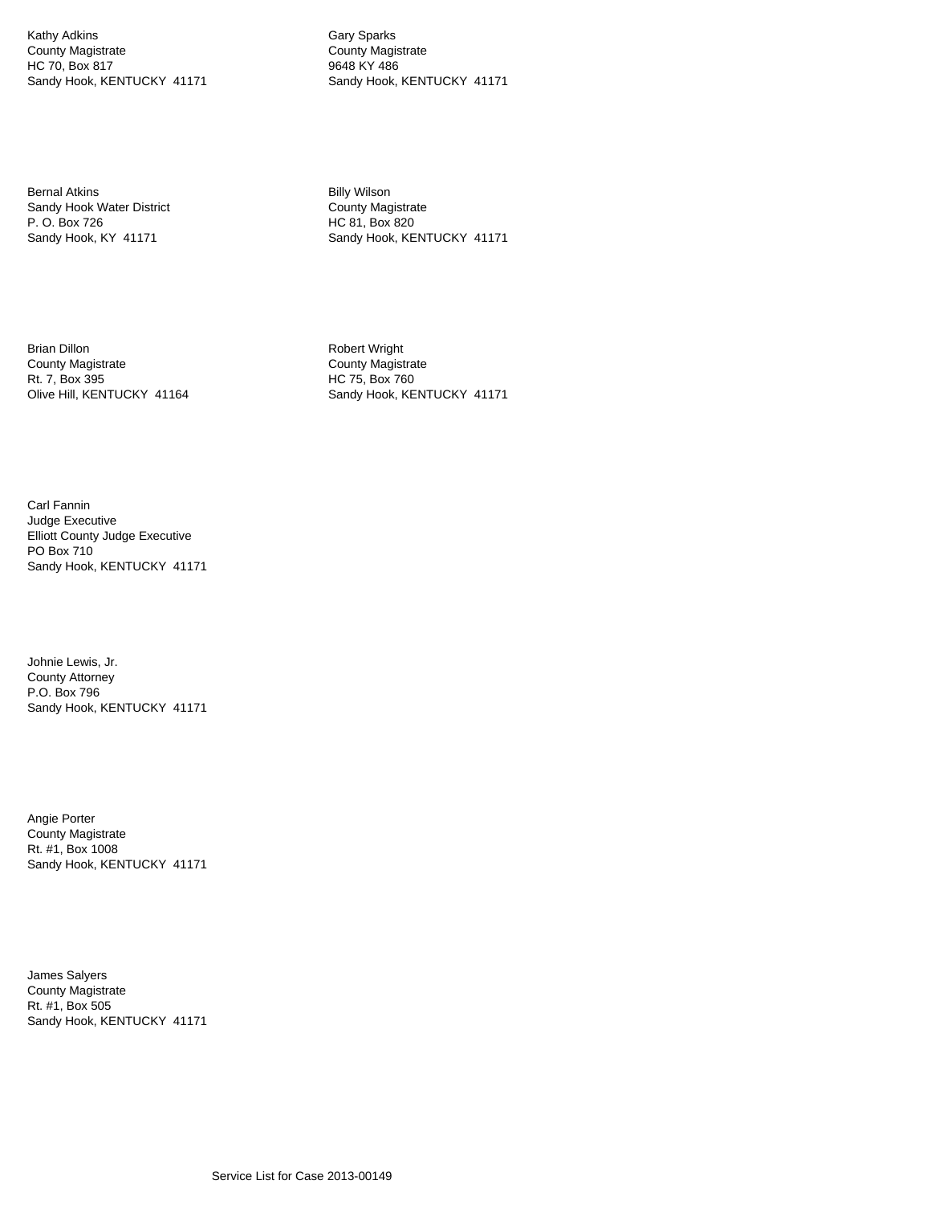Kathy Adkins
County Magistrate
HC 70, Box 817
Sandy Hook, KENTUCKY 41171

Gary Sparks
County Magistrate
9648 KY 486
Sandy Hook, KENTUCKY 41171

Bernal Atkins
Sandy Hook Water District
P. O. Box 726
Sandy Hook, KY 41171

Billy Wilson
County Magistrate
HC 81, Box 820
Sandy Hook, KENTUCKY 41171

Brian Dillon
County Magistrate
Rt. 7, Box 395
Olive Hill, KENTUCKY 41164

Robert Wright
County Magistrate
HC 75, Box 760
Sandy Hook, KENTUCKY 41171

Carl Fannin
Judge Executive
Elliott County Judge Executive
PO Box 710
Sandy Hook, KENTUCKY 41171

Johnie Lewis, Jr.
County Attorney
P.O. Box 796
Sandy Hook, KENTUCKY 41171

Angie Porter
County Magistrate
Rt. #1, Box 1008
Sandy Hook, KENTUCKY 41171

James Salyers
County Magistrate
Rt. #1, Box 505
Sandy Hook, KENTUCKY 41171

Service List for Case 2013-00149